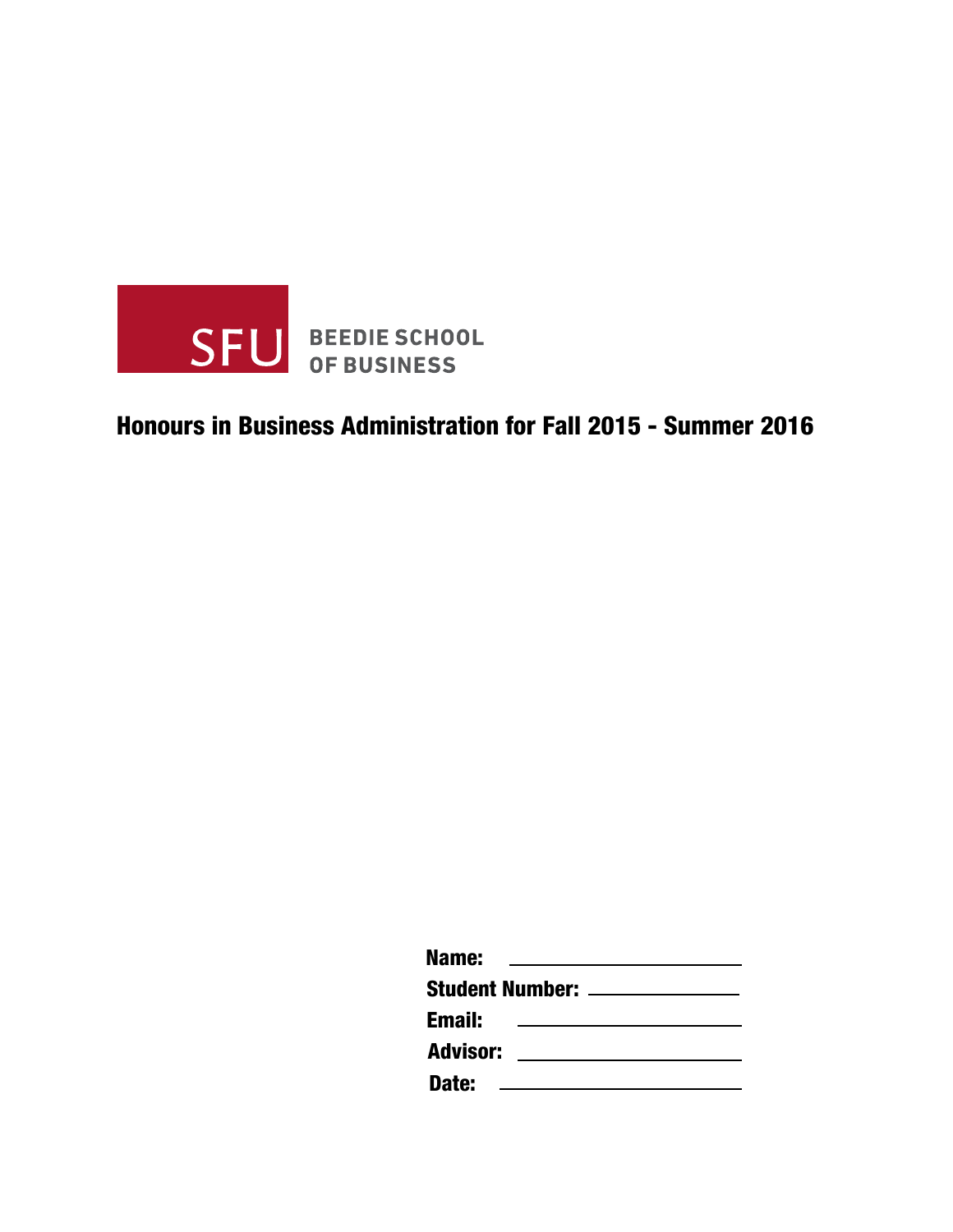SFU BEEDIE SCHOOL OF BUSINESS

# Honours in Business Administration for Fall 2015 - Summer 2016

**Name:** ______________________

**Student Number:** ______________________

**Email:** ______________________

**Advisor:** ______________________

**Date:** ______________________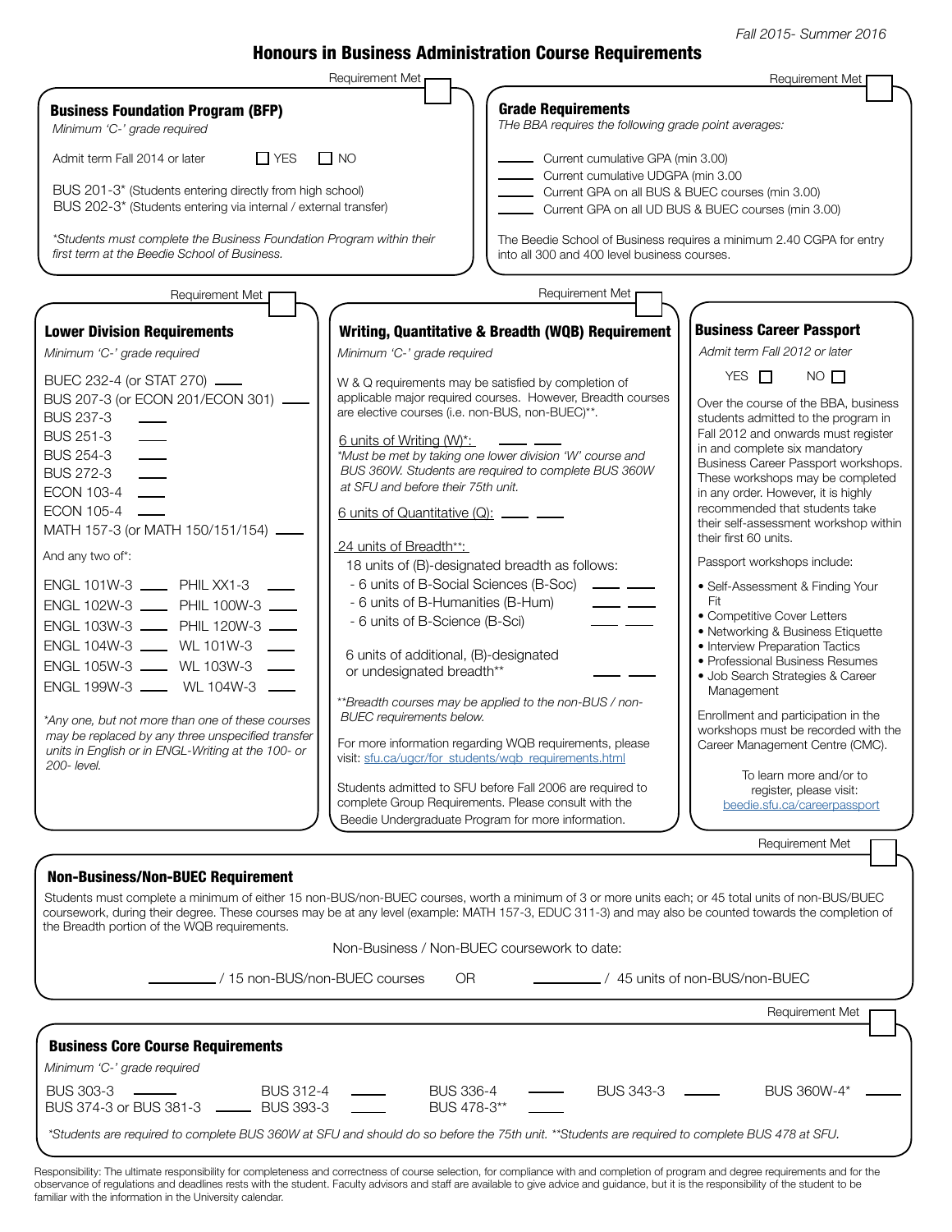Fall 2015- Summer 2016

# Honours in Business Administration Course Requirements

## Business Foundation Program (BFP)

Requirement Met ☐

*Minimum 'C-' grade required*

Admit term Fall 2014 or later ☐ YES ☐ NO

BUS 201-3* (Students entering directly from high school)
BUS 202-3* (Students entering via internal / external transfer)

*Students must complete the Business Foundation Program within their first term at the Beedie School of Business.*

## Grade Requirements

Requirement Met ☐

*THe BBA requires the following grade point averages:*

- ______ Current cumulative GPA (min 3.00)
- ______ Current cumulative UDGPA (min 3.00
- ______ Current GPA on all BUS & BUEC courses (min 3.00)
- ______ Current GPA on all UD BUS & BUEC courses (min 3.00)

The Beedie School of Business requires a minimum 2.40 CGPA for entry into all 300 and 400 level business courses.

## Lower Division Requirements

Requirement Met ☐

*Minimum 'C-' grade required*

- BUEC 232-4 (or STAT 270) ____
- BUS 207-3 (or ECON 201/ECON 301) ____
- BUS 237-3 ____
- BUS 251-3 ____
- BUS 254-3 ____
- BUS 272-3 ____
- ECON 103-4 ____
- ECON 105-4 ____
- MATH 157-3 (or MATH 150/151/154) ____

And any two of*:

| | |
|---|---|
| ENGL 101W-3 ____ | PHIL XX1-3 ____ |
| ENGL 102W-3 ____ | PHIL 100W-3 ____ |
| ENGL 103W-3 ____ | PHIL 120W-3 ____ |
| ENGL 104W-3 ____ | WL 101W-3 ____ |
| ENGL 105W-3 ____ | WL 103W-3 ____ |
| ENGL 199W-3 ____ | WL 104W-3 ____ |

*Any one, but not more than one of these courses may be replaced by any three unspecified transfer units in English or in ENGL-Writing at the 100- or 200- level.*

## Writing, Quantitative & Breadth (WQB) Requirement

Requirement Met ☐

*Minimum 'C-' grade required*

W & Q requirements may be satisfied by completion of applicable major required courses. However, Breadth courses are elective courses (i.e. non-BUS, non-BUEC)**.

6 units of Writing (W)*: ____ ____

*Must be met by taking one lower division 'W' course and BUS 360W. Students are required to complete BUS 360W at SFU and before their 75th unit.*

6 units of Quantitative (Q): ____ ____

24 units of Breadth**:

18 units of (B)-designated breadth as follows:

- 6 units of B-Social Sciences (B-Soc) ____ ____
- 6 units of B-Humanities (B-Hum) ____ ____
- 6 units of B-Science (B-Sci) ____ ____

6 units of additional, (B)-designated or undesignated breadth** ____ ____

*\*\*Breadth courses may be applied to the non-BUS / non-BUEC requirements below.*

For more information regarding WQB requirements, please visit: sfu.ca/ugcr/for_students/wqb_requirements.html

Students admitted to SFU before Fall 2006 are required to complete Group Requirements. Please consult with the Beedie Undergraduate Program for more information.

## Business Career Passport

*Admit term Fall 2012 or later*

YES ☐ NO ☐

Over the course of the BBA, business students admitted to the program in Fall 2012 and onwards must register in and complete six mandatory Business Career Passport workshops. These workshops may be completed in any order. However, it is highly recommended that students take their self-assessment workshop within their first 60 units.

Passport workshops include:

- Self-Assessment & Finding Your Fit
- Competitive Cover Letters
- Networking & Business Etiquette
- Interview Preparation Tactics
- Professional Business Resumes
- Job Search Strategies & Career Management

Enrollment and participation in the workshops must be recorded with the Career Management Centre (CMC).

To learn more and/or to register, please visit: beedie.sfu.ca/careerpassport

## Non-Business/Non-BUEC Requirement

Requirement Met ☐

Students must complete a minimum of either 15 non-BUS/non-BUEC courses, worth a minimum of 3 or more units each; or 45 total units of non-BUS/BUEC coursework, during their degree. These courses may be at any level (example: MATH 157-3, EDUC 311-3) and may also be counted towards the completion of the Breadth portion of the WQB requirements.

Non-Business / Non-BUEC coursework to date:

________ / 15 non-BUS/non-BUEC courses OR ________ / 45 units of non-BUS/non-BUEC

## Business Core Course Requirements

Requirement Met ☐

*Minimum 'C-' grade required*

| | | | | |
|---|---|---|---|---|
| BUS 303-3 ____ | BUS 312-4 ____ | BUS 336-4 ____ | BUS 343-3 ____ | BUS 360W-4* ____ |
| BUS 374-3 or BUS 381-3 ____ | BUS 393-3 ____ | BUS 478-3** ____ | | |

*\*Students are required to complete BUS 360W at SFU and should do so before the 75th unit. \*\*Students are required to complete BUS 478 at SFU.*

Responsibility: The ultimate responsibility for completeness and correctness of course selection, for compliance with and completion of program and degree requirements and for the observance of regulations and deadlines rests with the student. Faculty advisors and staff are available to give advice and guidance, but it is the responsibility of the student to be familiar with the information in the University calendar.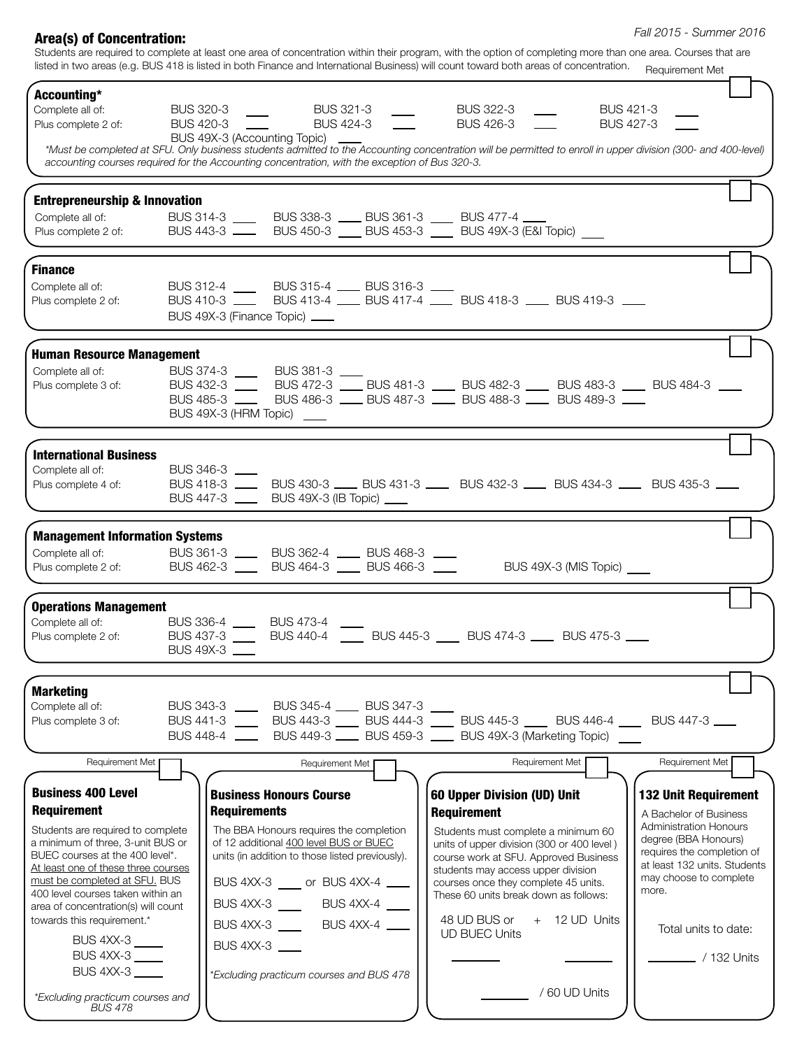Fall 2015 - Summer 2016

## Area(s) of Concentration:

Students are required to complete at least one area of concentration within their program, with the option of completing more than one area. Courses that are listed in two areas (e.g. BUS 418 is listed in both Finance and International Business) will count toward both areas of concentration.

Requirement Met

### Accounting*

Complete all of: BUS 320-3 ___ BUS 321-3 ___ BUS 322-3 ___ BUS 421-3 ___

Plus complete 2 of: BUS 420-3 ___ BUS 424-3 ___ BUS 426-3 ___ BUS 427-3 ___ BUS 49X-3 (Accounting Topic) ___

*\*Must be completed at SFU. Only business students admitted to the Accounting concentration will be permitted to enroll in upper division (300- and 400-level) accounting courses required for the Accounting concentration, with the exception of Bus 320-3.*

### Entrepreneurship & Innovation

Complete all of: BUS 314-3 ___ BUS 338-3 ___ BUS 361-3 ___ BUS 477-4 ___

Plus complete 2 of: BUS 443-3 ___ BUS 450-3 ___ BUS 453-3 ___ BUS 49X-3 (E&I Topic) ___

### Finance

Complete all of: BUS 312-4 ___ BUS 315-4 ___ BUS 316-3 ___

Plus complete 2 of: BUS 410-3 ___ BUS 413-4 ___ BUS 417-4 ___ BUS 418-3 ___ BUS 419-3 ___ BUS 49X-3 (Finance Topic) ___

### Human Resource Management

Complete all of: BUS 374-3 ___ BUS 381-3 ___

Plus complete 3 of: BUS 432-3 ___ BUS 472-3 ___ BUS 481-3 ___ BUS 482-3 ___ BUS 483-3 ___ BUS 484-3 ___ BUS 485-3 ___ BUS 486-3 ___ BUS 487-3 ___ BUS 488-3 ___ BUS 489-3 ___ BUS 49X-3 (HRM Topic) ___

### International Business

Complete all of: BUS 346-3 ___

Plus complete 4 of: BUS 418-3 ___ BUS 430-3 ___ BUS 431-3 ___ BUS 432-3 ___ BUS 434-3 ___ BUS 435-3 ___ BUS 447-3 ___ BUS 49X-3 (IB Topic) ___

### Management Information Systems

Complete all of: BUS 361-3 ___ BUS 362-4 ___ BUS 468-3 ___

Plus complete 2 of: BUS 462-3 ___ BUS 464-3 ___ BUS 466-3 ___ BUS 49X-3 (MIS Topic) ___

### Operations Management

Complete all of: BUS 336-4 ___ BUS 473-4 ___

Plus complete 2 of: BUS 437-3 ___ BUS 440-4 ___ BUS 445-3 ___ BUS 474-3 ___ BUS 475-3 ___ BUS 49X-3 ___

### Marketing

Complete all of: BUS 343-3 ___ BUS 345-4 ___ BUS 347-3 ___

Plus complete 3 of: BUS 441-3 ___ BUS 443-3 ___ BUS 444-3 ___ BUS 445-3 ___ BUS 446-4 ___ BUS 447-3 ___ BUS 448-4 ___ BUS 449-3 ___ BUS 459-3 ___ BUS 49X-3 (Marketing Topic) ___

### Business 400 Level Requirement

Requirement Met

Students are required to complete a minimum of three, 3-unit BUS or BUEC courses at the 400 level*. At least one of these three courses must be completed at SFU. BUS 400 level courses taken within an area of concentration(s) will count towards this requirement.*

BUS 4XX-3 ___

BUS 4XX-3 ___

BUS 4XX-3 ___

*\*Excluding practicum courses and BUS 478*

### Business Honours Course Requirements

Requirement Met

The BBA Honours requires the completion of 12 additional 400 level BUS or BUEC units (in addition to those listed previously).

BUS 4XX-3 ___ or BUS 4XX-4 ___

BUS 4XX-3 ___ BUS 4XX-4 ___

BUS 4XX-3 ___ BUS 4XX-4 ___

BUS 4XX-3 ___

*\*Excluding practicum courses and BUS 478*

### 60 Upper Division (UD) Unit Requirement

Requirement Met

Students must complete a minimum 60 units of upper division (300 or 400 level) course work at SFU. Approved Business students may access upper division courses once they complete 45 units. These 60 units break down as follows:

48 UD BUS or UD BUEC Units ___ + 12 UD Units ___

___ / 60 UD Units

### 132 Unit Requirement

Requirement Met

A Bachelor of Business Administration Honours degree (BBA Honours) requires the completion of at least 132 units. Students may choose to complete more.

Total units to date:

___ / 132 Units